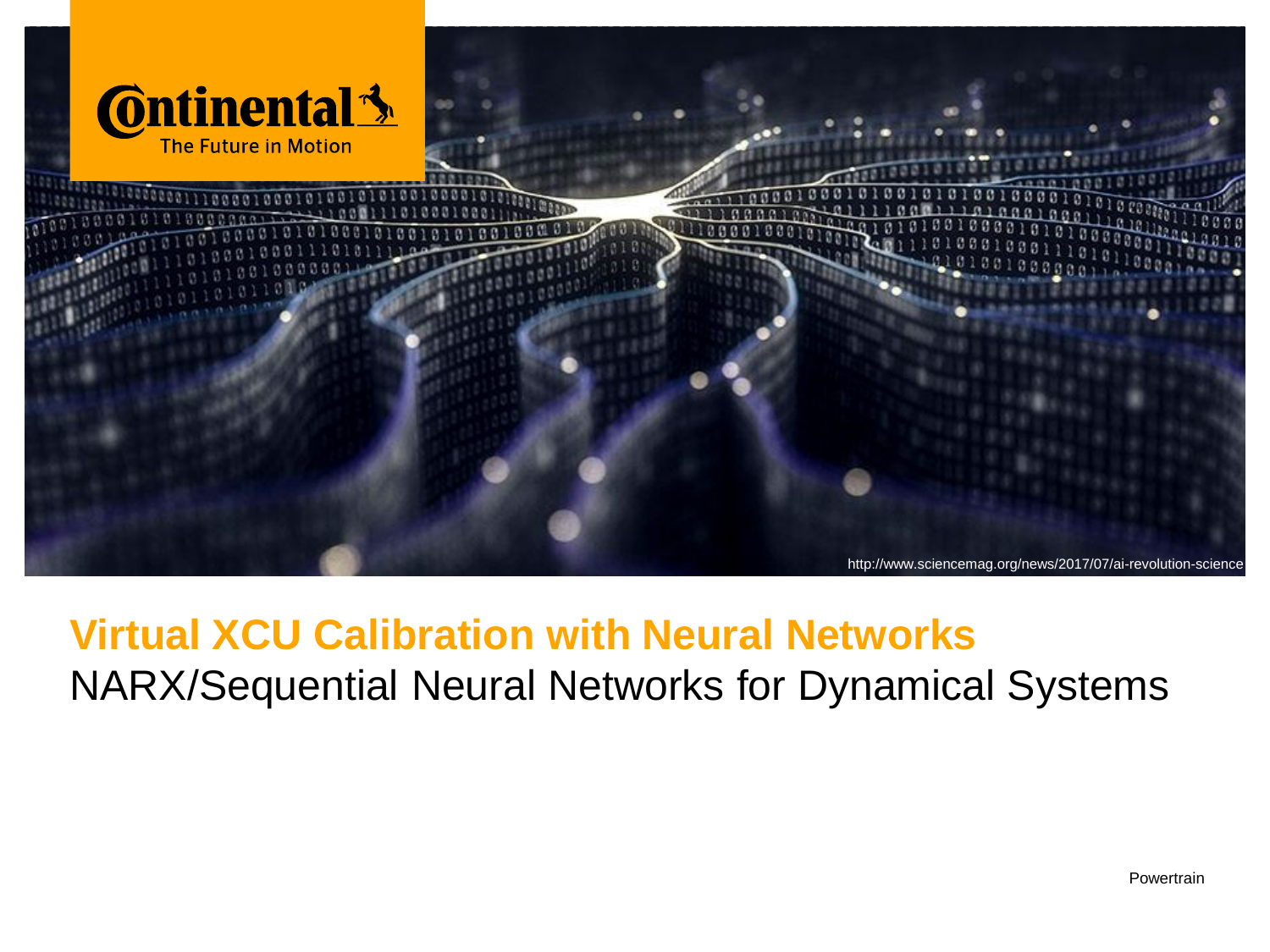Continental
The Future in Motion

http://www.sciencemag.org/news/2017/07/ai-revolution-science

# Virtual XCU Calibration with Neural Networks

## NARX/Sequential Neural Networks for Dynamical Systems

Powertrain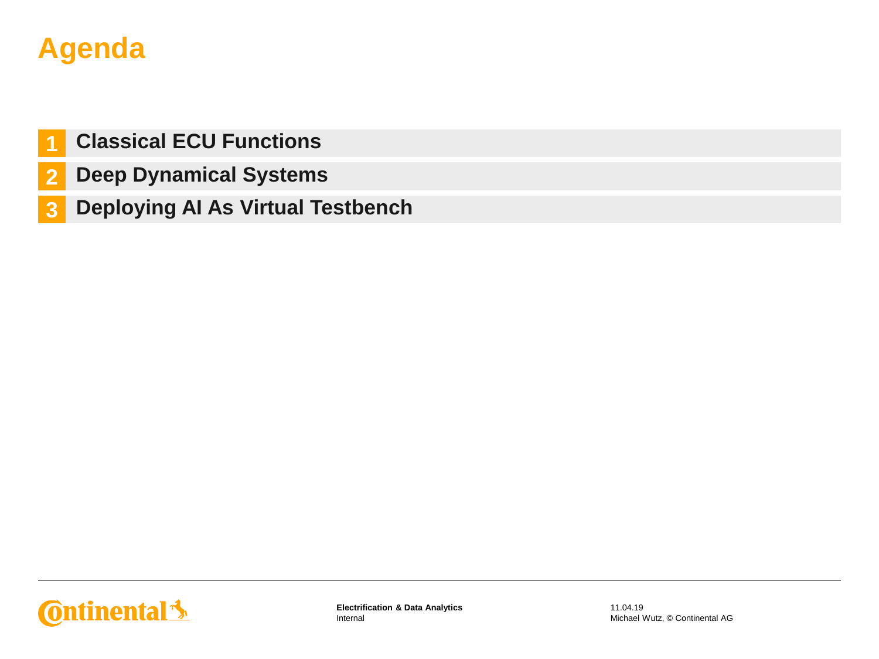# Agenda

1. **Classical ECU Functions**
2. **Deep Dynamical Systems**
3. **Deploying AI As Virtual Testbench**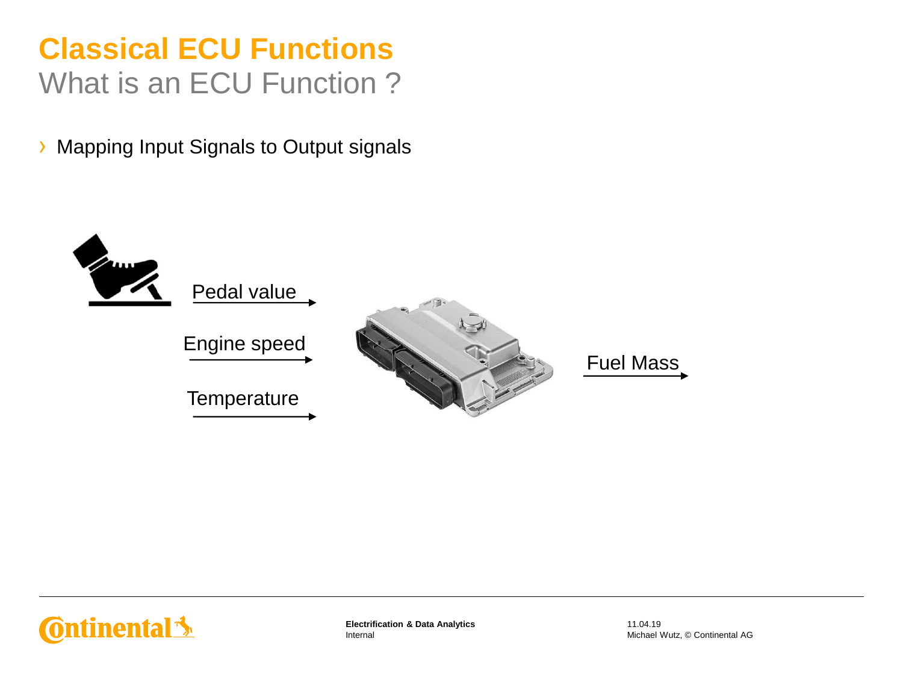# Classical ECU Functions

## What is an ECU Function ?

- Mapping Input Signals to Output signals

Pedal value

Engine speed

Temperature

Fuel Mass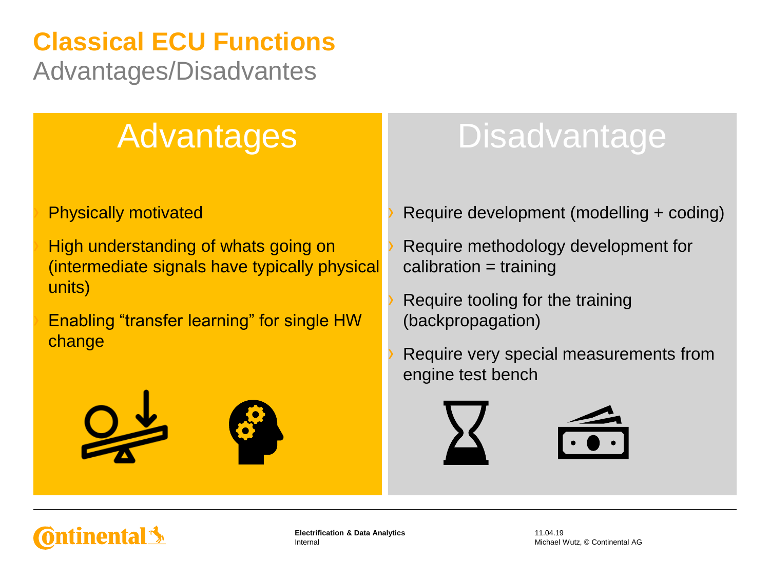# Classical ECU Functions

## Advantages/Disadvantes

### Advantages

- Physically motivated
- High understanding of whats going on (intermediate signals have typically physical units)
- Enabling “transfer learning” for single HW change

### Disadvantage

- Require development (modelling + coding)
- Require methodology development for calibration = training
- Require tooling for the training (backpropagation)
- Require very special measurements from engine test bench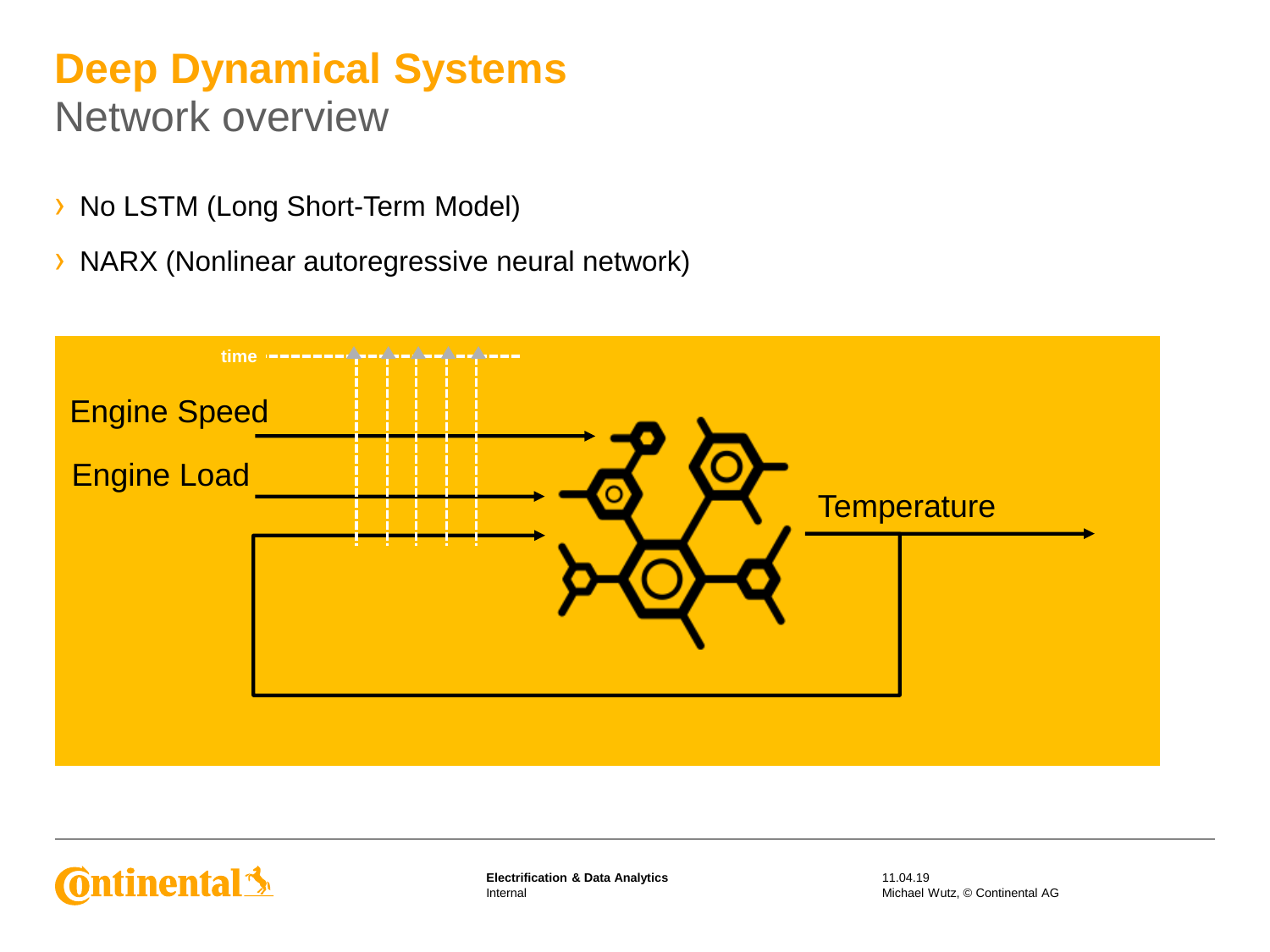# Deep Dynamical Systems

## Network overview

- No LSTM (Long Short-Term Model)
- NARX (Nonlinear autoregressive neural network)

time

Engine Speed

Engine Load

Temperature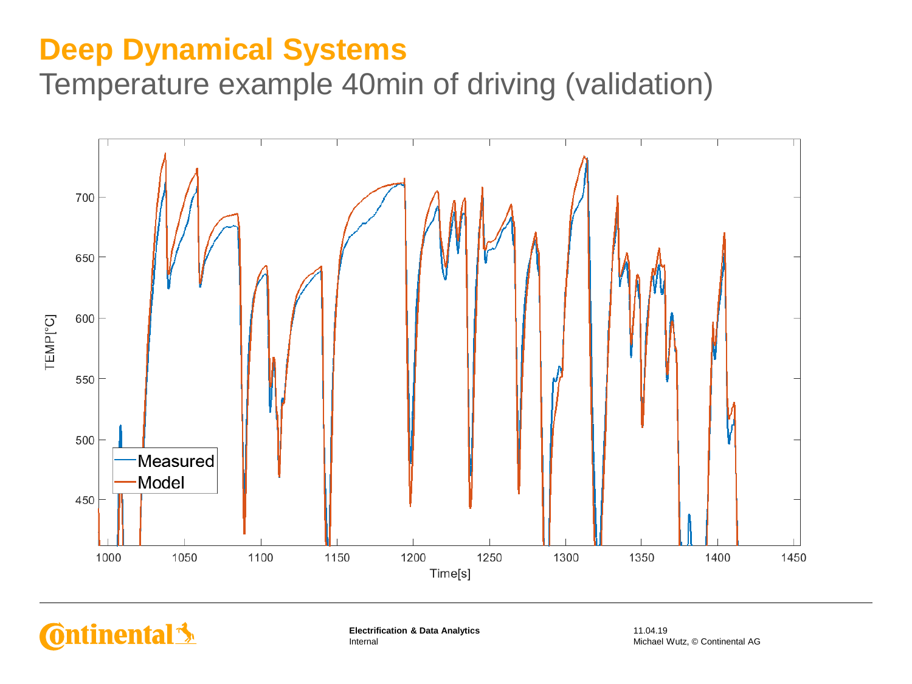# Deep Dynamical Systems

## Temperature example 40min of driving (validation)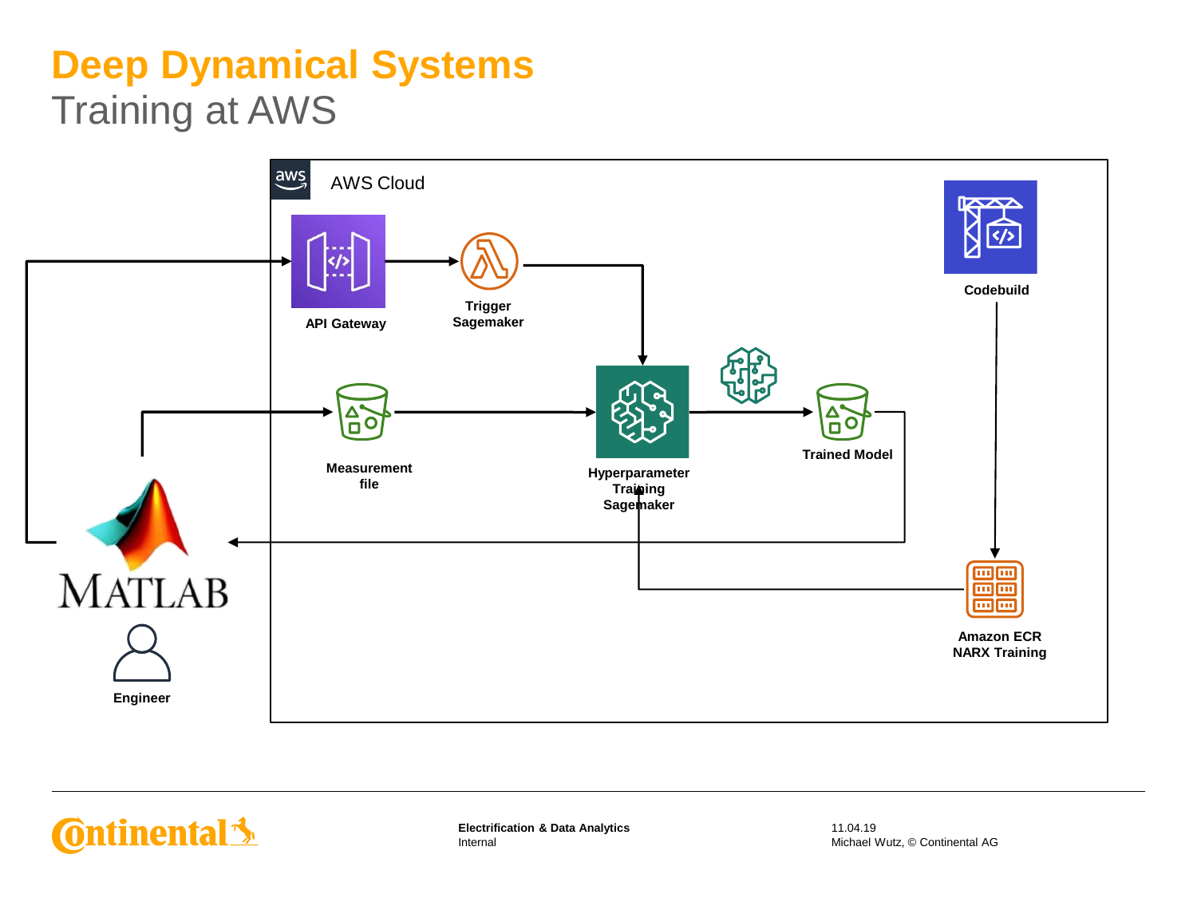# Deep Dynamical Systems

## Training at AWS

AWS Cloud

API Gateway

Trigger Sagemaker

Codebuild

Measurement file

Hyperparameter Training Sagemaker

Trained Model

MATLAB

Engineer

Amazon ECR NARX Training

Electrification & Data Analytics
Internal

11.04.19
Michael Wutz, © Continental AG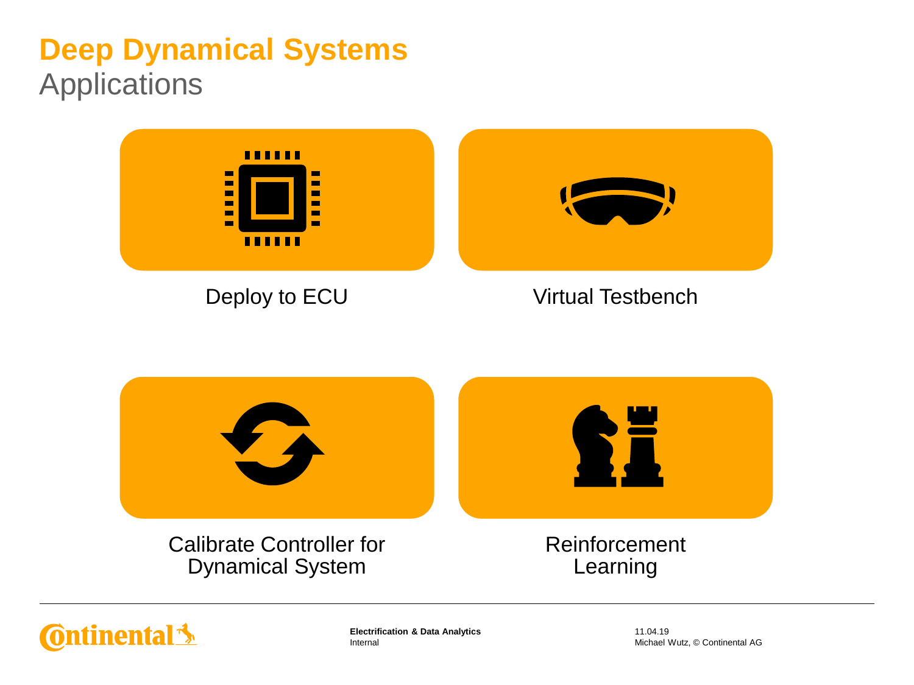# Deep Dynamical Systems

## Applications

- Deploy to ECU
- Virtual Testbench
- Calibrate Controller for Dynamical System
- Reinforcement Learning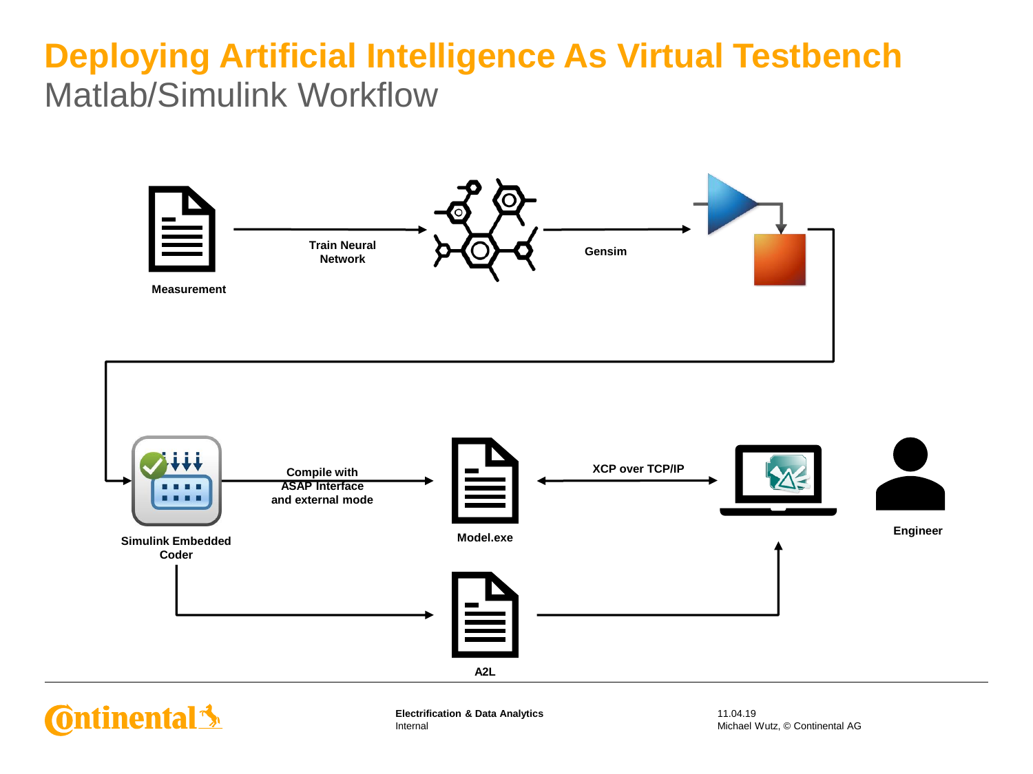# Deploying Artificial Intelligence As Virtual Testbench

## Matlab/Simulink Workflow

**Measurement**

**Train Neural Network**

**Gensim**

**Simulink Embedded Coder**

**Compile with ASAP Interface and external mode**

**Model.exe**

**XCP over TCP/IP**

**Engineer**

**A2L**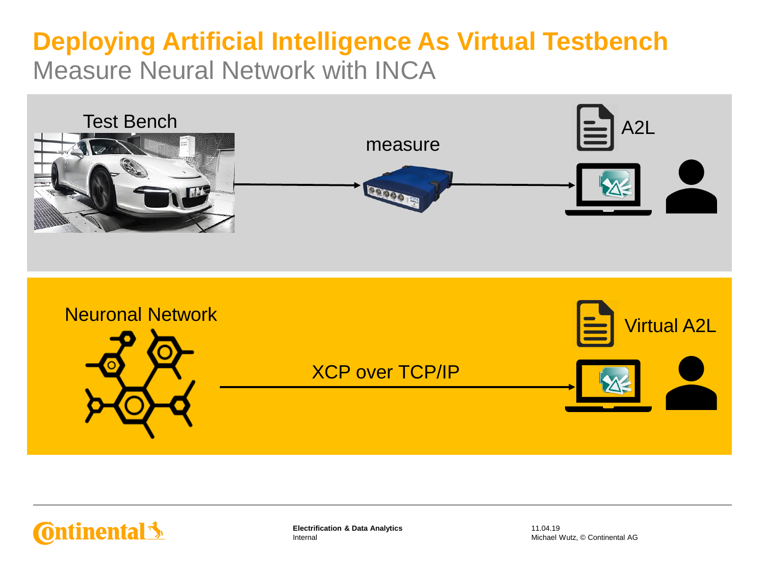# Deploying Artificial Intelligence As Virtual Testbench

## Measure Neural Network with INCA

Test Bench

measure

A2L

Neuronal Network

XCP over TCP/IP

Virtual A2L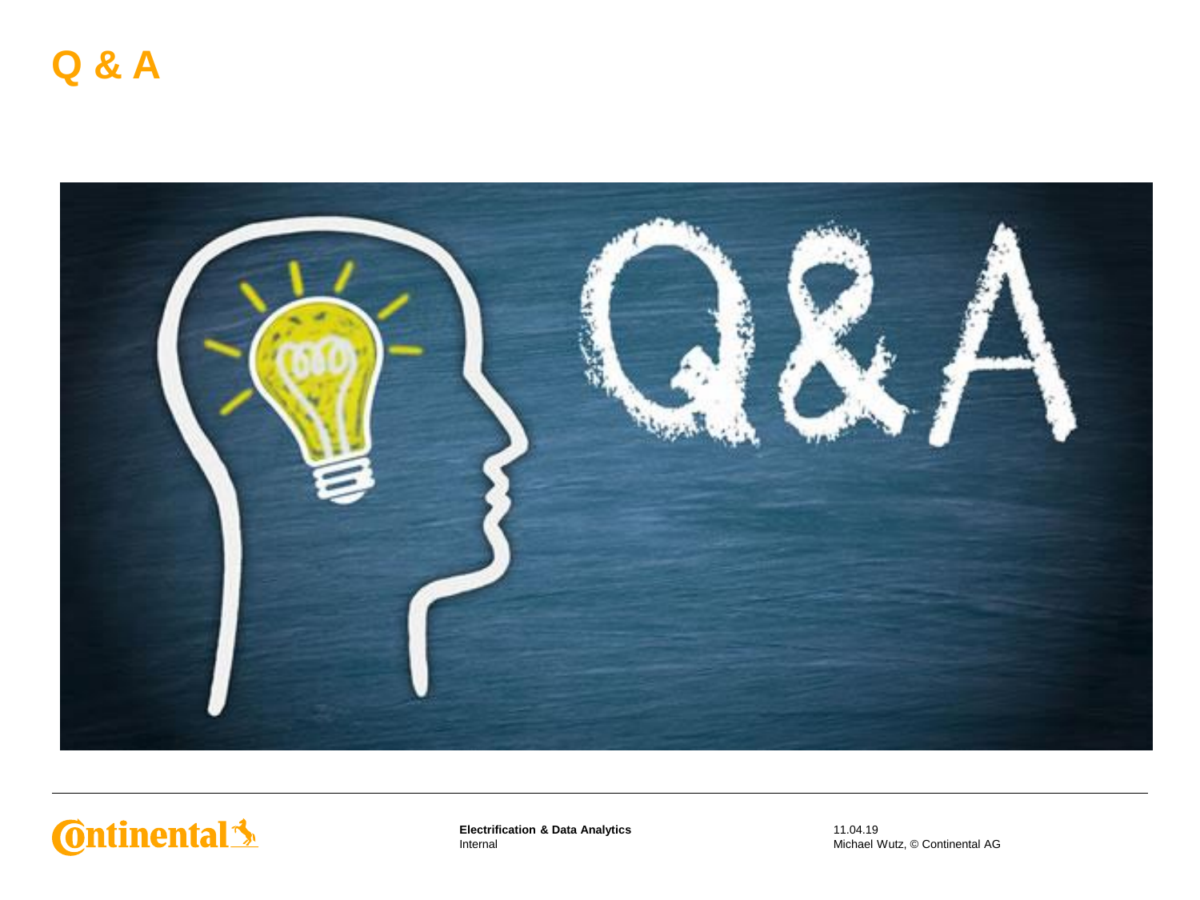# Q & A